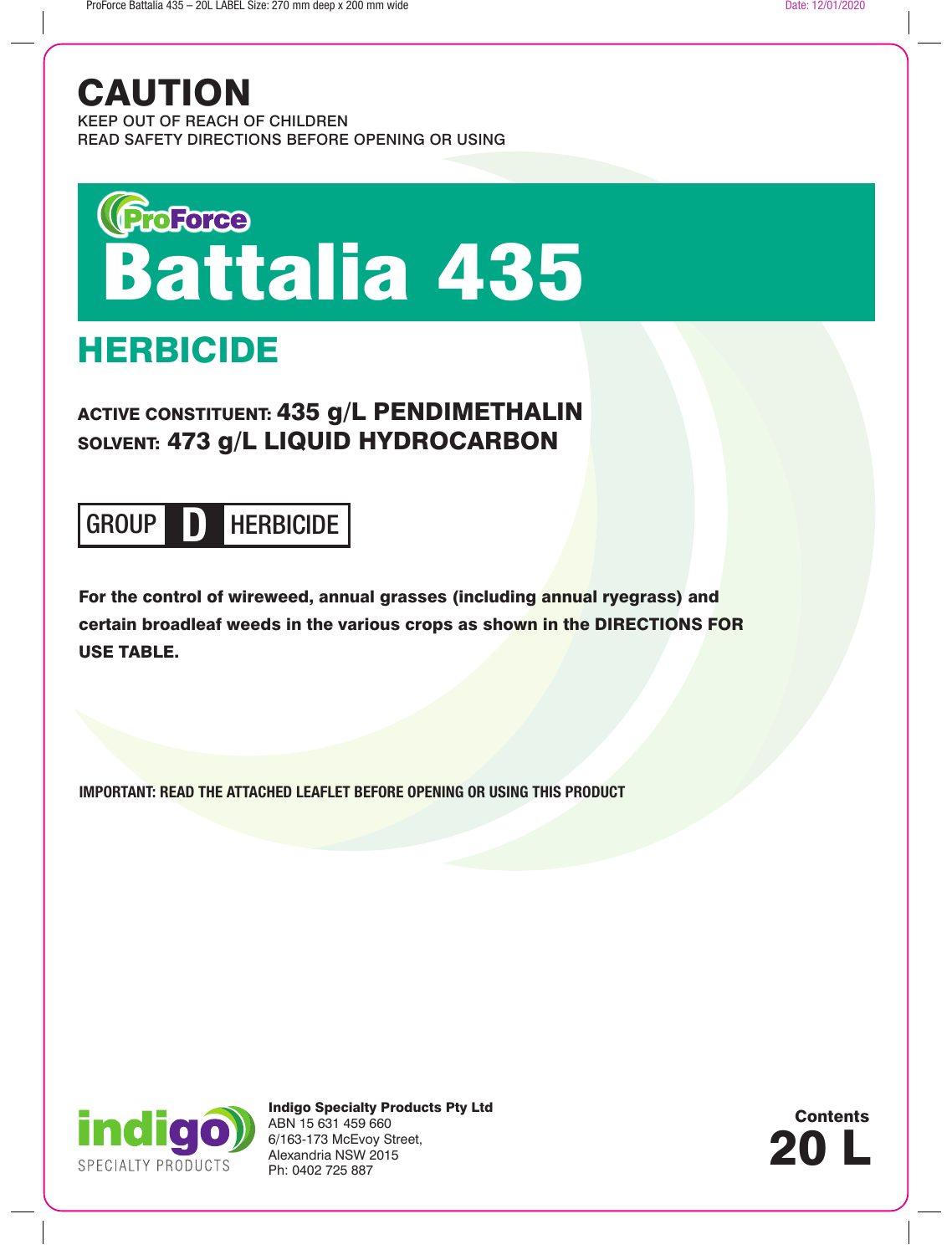# CAUTION

KEEP OUT OF REACH OF CHILDREN
READ SAFETY DIRECTIONS BEFORE OPENING OR USING

ProForce

# Battalia 435

## HERBICIDE

**ACTIVE CONSTITUENT: 435 g/L PENDIMETHALIN**
**SOLVENT: 473 g/L LIQUID HYDROCARBON**

**GROUP D HERBICIDE**

**For the control of wireweed, annual grasses (including annual ryegrass) and certain broadleaf weeds in the various crops as shown in the DIRECTIONS FOR USE TABLE.**

**IMPORTANT: READ THE ATTACHED LEAFLET BEFORE OPENING OR USING THIS PRODUCT**

indigo SPECIALTY PRODUCTS

**Indigo Specialty Products Pty Ltd**
ABN 15 631 459 660
6/163-173 McEvoy Street,
Alexandria NSW 2015
Ph: 0402 725 887

**Contents**
**20 L**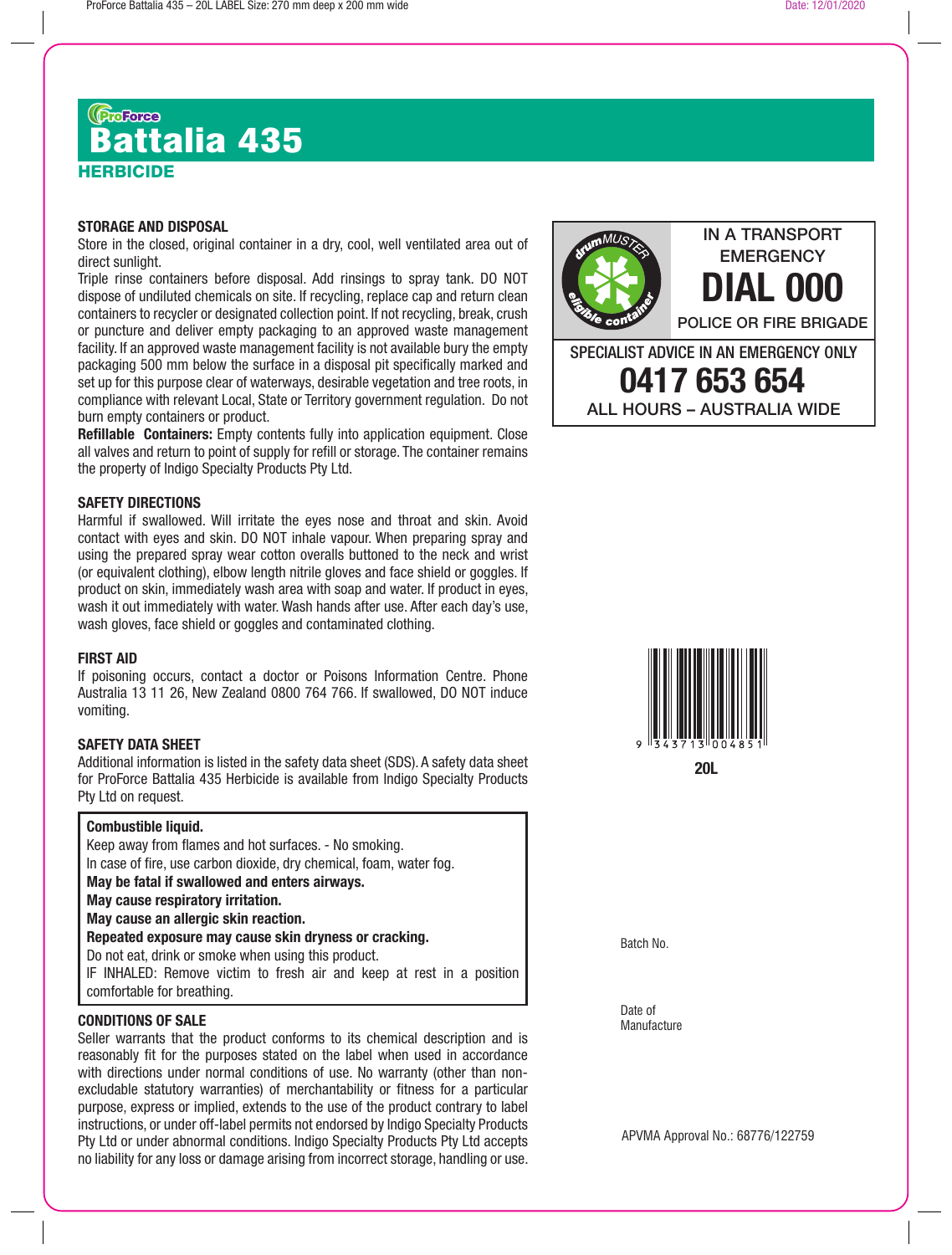ProForce

# Battalia 435

## HERBICIDE

### STORAGE AND DISPOSAL

Store in the closed, original container in a dry, cool, well ventilated area out of direct sunlight.

Triple rinse containers before disposal. Add rinsings to spray tank. DO NOT dispose of undiluted chemicals on site. If recycling, replace cap and return clean containers to recycler or designated collection point. If not recycling, break, crush or puncture and deliver empty packaging to an approved waste management facility. If an approved waste management facility is not available bury the empty packaging 500 mm below the surface in a disposal pit specifically marked and set up for this purpose clear of waterways, desirable vegetation and tree roots, in compliance with relevant Local, State or Territory government regulation. Do not burn empty containers or product.

**Refillable Containers:** Empty contents fully into application equipment. Close all valves and return to point of supply for refill or storage. The container remains the property of Indigo Specialty Products Pty Ltd.

### SAFETY DIRECTIONS

Harmful if swallowed. Will irritate the eyes nose and throat and skin. Avoid contact with eyes and skin. DO NOT inhale vapour. When preparing spray and using the prepared spray wear cotton overalls buttoned to the neck and wrist (or equivalent clothing), elbow length nitrile gloves and face shield or goggles. If product on skin, immediately wash area with soap and water. If product in eyes, wash it out immediately with water. Wash hands after use. After each day's use, wash gloves, face shield or goggles and contaminated clothing.

### FIRST AID

If poisoning occurs, contact a doctor or Poisons Information Centre. Phone Australia 13 11 26, New Zealand 0800 764 766. If swallowed, DO NOT induce vomiting.

### SAFETY DATA SHEET

Additional information is listed in the safety data sheet (SDS). A safety data sheet for ProForce Battalia 435 Herbicide is available from Indigo Specialty Products Pty Ltd on request.

**Combustible liquid.**
Keep away from flames and hot surfaces. - No smoking.
In case of fire, use carbon dioxide, dry chemical, foam, water fog.
**May be fatal if swallowed and enters airways.**
**May cause respiratory irritation.**
**May cause an allergic skin reaction.**
**Repeated exposure may cause skin dryness or cracking.**
Do not eat, drink or smoke when using this product.
IF INHALED: Remove victim to fresh air and keep at rest in a position comfortable for breathing.

### CONDITIONS OF SALE

Seller warrants that the product conforms to its chemical description and is reasonably fit for the purposes stated on the label when used in accordance with directions under normal conditions of use. No warranty (other than non-excludable statutory warranties) of merchantability or fitness for a particular purpose, express or implied, extends to the use of the product contrary to label instructions, or under off-label permits not endorsed by Indigo Specialty Products Pty Ltd or under abnormal conditions. Indigo Specialty Products Pty Ltd accepts no liability for any loss or damage arising from incorrect storage, handling or use.

drumMUSTER eligible container

IN A TRANSPORT EMERGENCY
**DIAL 000**
POLICE OR FIRE BRIGADE

SPECIALIST ADVICE IN AN EMERGENCY ONLY
**0417 653 654**
ALL HOURS – AUSTRALIA WIDE

9 343713 004851

**20L**

Batch No.

Date of Manufacture

APVMA Approval No.: 68776/122759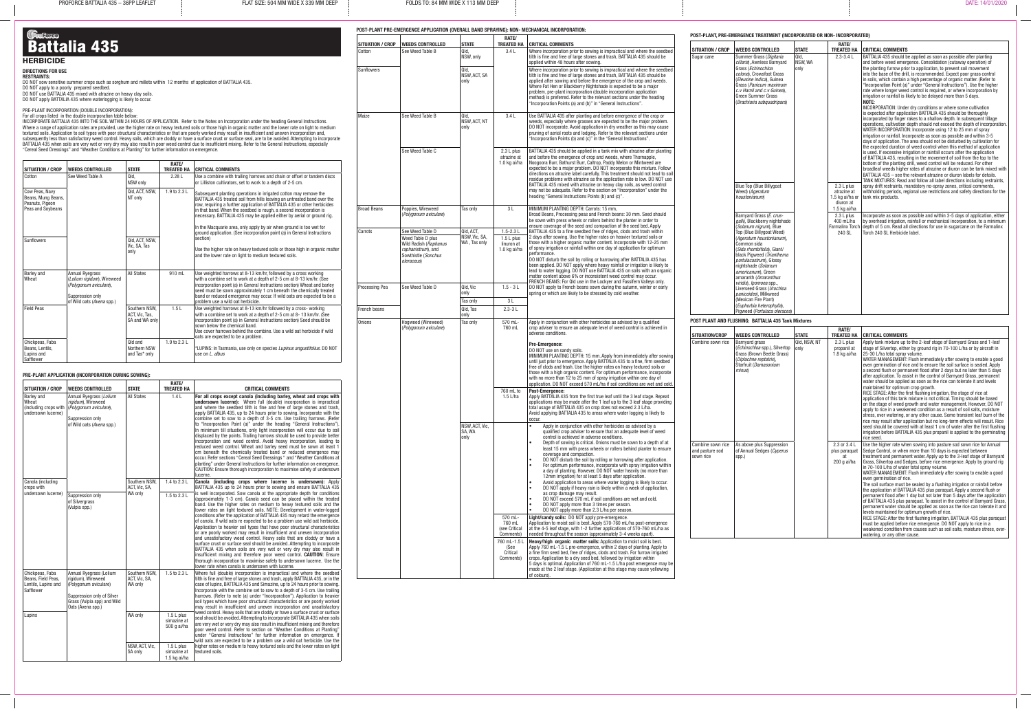# ProForce Battalia 435

## HERBICIDE

### DIRECTIONS FOR USE

**RESTRAINTS:**

DO NOT sow sensitive summer crops such as sorghum and millets within 12 months of application of BATTALIA 435.
DO NOT apply to a poorly prepared seedbed.
DO NOT use BATTALIA 435 mixed with atrazine on heavy clay soils.
DO NOT apply BATTALIA 435 where waterlogging is likely to occur.

PRE-PLANT INCORPORATION (DOUBLE INCORPORATION):
For all crops listed in the double incorporation table below:
INCORPORATE BATTALIA 435 INTO THE SOIL WITHIN 24 HOURS OF APPLICATION. Refer to the Notes on Incorporation under the heading General Instructions.
Where a range of application rates are provided, use the higher rate on heavy textured soils or those high in organic matter and the lower rate on light to medium textured soils. Application to soil types with poor structural characteristics or that are poorly worked may result in insufficient and uneven incorporation and, subsequently less than satisfactory weed control. Heavy soils, which are cloddy or have a surface crust or surface seal, are to be avoided. Attempting to incorporate BATTALIA 435 when soils are very wet or very dry may also result in poor weed control due to insufficient mixing. Refer to the General Instructions, especially "Cereal Seed Dressings" and "Weather Conditions at Planting" for further information on emergence.

| SITUATION / CROP | WEEDS CONTROLLED | STATE | RATE/ TREATED HA | CRITICAL COMMENTS |
|---|---|---|---|---|
| Cotton | See Weed Table A | Qld, NSW only | 2.28 L | Use a combine with trailing harrows and chain or offset or tandem discs or Lilliston cultivators, set to work to a depth of 2-5 cm. |
| Cow Peas, Navy Beans, Mung Beans, Peanuts, Pigeon Peas and Soybeans | | Qld, ACT, NSW, NT only | 1.9 to 2.3 L | Subsequent planting operations in irrigated cotton may remove the BATTALIA 435 treated soil from hills leaving an untreated band over the row, requiring a further application of BATTALIA 435 or other herbicides in that band. When the seedbed is rough, a second incorporation is necessary. BATTALIA 435 may be applied either by aerial or ground rig. In the Macquarie area, only apply by air when ground is too wet for ground application. (See incorporation point (a) in General Instructions section) |
| Sunflowers | | Qld, ACT, NSW, Vic, SA, Tas only | | Use the higher rate on heavy textured soils or those high in organic matter and the lower rate on light to medium textured soils. |
| Barley and Wheat | Annual Ryegrass (*Lolium rigidum*), Wireweed (*Polygonum aviculare*), Suppression only of Wild oats (*Avena* spp.) | All States | 910 mL | Use weighted harrows at 8-13 km/hr, followed by a cross working with a combine set to work at a depth of 2-5 cm at 8-13 km/hr. (See incorporation point (a) in General Instructions section) Wheat and barley seed must be sown approximately 1 cm beneath the chemically treated band or reduced emergence may occur. If wild oats are expected to be a problem use a wild oat herbicide. |
| Field Peas | | Southern NSW, ACT, Vic, Tas, SA and WA only | 1.5 L | Use weighted harrows at 8-13 km/hr followed by a cross- working with a combine set to work at a depth of 2-5 cm at 8-13 km/hr. (See incorporation point (a) in General Instructions section) Seed should be sown below the chemical band. Use cover harrows behind the combine. Use a wild oat herbicide if wild oats are expected to be a problem. |
| Chickpeas, Faba Beans, Lentils, Lupins and Safflower | | Qld and Northern NSW and Tas* only | 1.9 to 2.3 L | *LUPINS: In Tasmania, use only on species *Lupinus angustifolius*. DO NOT use on *L. albus* |

### PRE-PLANT APPLICATION (INCORPORATION DURING SOWING):

| SITUATION / CROP | WEEDS CONTROLLED | STATE | RATE/ TREATED HA | CRITICAL COMMENTS |
|---|---|---|---|---|
| Barley and Wheat (including crops with undersown lucerne) | Annual Ryegrass (*Lolium rigidum*), Wireweed (*Polygonum aviculare*), Suppression only of Wild oats (*Avena* spp.) | All States | 1.4 L | **For all crops except canola (including barley, wheat and crops with undersown lucerne):** Where full (double) incorporation is impractical and where the seedbed tilth is fine and free of large stones and trash, apply BATTALIA 435, up to 24 hours prior to sowing. Incorporate with the combine set to sow to a depth of 3-5 cm. Use trailing harrows. (Refer to "Incorporation Point (a)" under the heading "General Instructions"). In minimum till situations, only light incorporation will occur due to soil displaced by the points. Trailing harrows should be used to provide better incorporation and weed control. Avoid heavy incorporation, leading to reduced weed control. Wheat and barley seed must be sown at least 1 cm beneath the chemically treated band or reduced emergence may occur. Refer sections "Cereal Seed Dressings" and "Weather Conditions at planting" under General Instructions for further information on emergence. CAUTION: Ensure thorough incorporation to maximise safety of undersown lucerne. |
| Canola (including crops with undersown lucerne) | | Southern NSW, ACT, Vic, SA, WA only | 1.4 to 2.3 L | **Canola (including crops where lucerne is undersown):** Apply BATTALIA 435 up to 24 hours prior to sowing and ensure BATTALIA 435 is well incorporated. Sow canola at the appropriate depth for conditions (approximately 1-3 cm). Canola seed can be placed within the treated band. Use the higher rates on medium to heavy textured soils and the lower rates on light textured soils. NOTE: Development in water-logged conditions after the application of BATTALIA 435 may retard the emergence of canola. If wild oats re expected to be a problem use wild oat herbicide. Application to heavier soil types that have poor structural characteristics or are poorly worked may result in insufficient and uneven incorporation and unsatisfactory weed control. Heavy soils that are cloddy or have a surface crust or surface seal should be avoided. Attempting to incorporate BATTALIA 435 when soils are very wet or very dry may also result in insufficient mixing and therefore poor weed control. **CAUTION**: Ensure thorough incorporation to maximise safety to undersown lucerne. Use the lower rate when canola is undersown with lucerne. |
| | Suppression only of Silvergrass (*Vulpia* spp.) | | 1.5 to 2.3 L | |
| Chickpeas, Faba Beans, Field Peas, Lentils, Lupins and Safflower | Annual Ryegrass (*Lolium rigidum*), Wireweed (*Polygonum aviculare*) Suppression only of Silver Grass (*Vulpia* spp) and Wild Oats (*Avena* spp.) | Southern NSW, ACT, Vic, SA, WA only | 1.5 to 2.3 L | Where full (double) incorporation is impractical and where the seedbed tilth is fine and free of large stones and trash, apply BATTALIA 435, or in the case of lupins, BATTALIA 435 and Simazine, up to 24 hours prior to sowing. Incorporate with the combine set to sow to a depth of 3-5 cm. Use trailing harrows. (Refer to note (a) under "Incorporation"). Application to heavier soil types which have poor structural characteristics or are poorly worked may result in insufficient and uneven incorporation and unsatisfactory weed control. Heavy soils that are cloddy or have a surface crust or surface seal should be avoided. Attempting to incorporate BATTALIA 435 when soils are very wet or very dry may result in insufficient mixing and therefore in poor weed control. Refer to section on "Weather Conditions at Planting" under "General Instructions" for further information on emergence. If wild oats are expected to be a problem use a wild oat herbicide. Use the higher rates on medium to heavy textured soils and the lower rates on light textured soils. |
| Lupins | | WA only | 1.5 L plus simazine at 500 g ai/ha | |
| | | NSW, ACT, Vic, SA only | 1.5 L plus simazine at 1.5 kg ai/ha | |

### POST-PLANT PRE-EMERGENCE APPLICATION (OVERALL BAND SPRAYING): NON- MECHANICAL INCORPORATION:

| SITUATION / CROP | WEEDS CONTROLLED | STATE | RATE/ TREATED HA | CRITICAL COMMENTS |
|---|---|---|---|---|
| Cotton | See Weed Table B | Qld, NSW, only | 3.4 L | Where incorporation prior to sowing is impractical and where the seedbed tilth is fine and free of large stones and trash, BATTALIA 435 should be applied within 48 hours after sowing. |
| Sunflowers | | Qld, NSW, ACT, SA only | | Where incorporation prior to sowing is impractical and where the seedbed tilth is fine and free of large stones and trash, BATTALIA 435 should be applied after sowing and before the emergence of the crop and weeds. Where Fat Hen or Blackberry Nightshade is expected to be a major problem, pre-plant incorporation (double incorporation method) is preferred. Refer to the relevant sections under the heading "Incorporation Points (a) and (b)" in "General Instructions". |
| Maize | See Weed Table B | Qld, NSW, ACT, NT only | 3.4 L | Use BATTALIA 435 after planting and before emergence of the crop or weeds, especially where grasses are expected to be the major problem. DO NOT incorporate. Avoid application in dry weather as this may cause pruning of aerial roots and lodging. Refer to the relevant sections under "Incorporation Points (b) and (c)" in the "General Instructions". |
| | See Weed Table C | | 2.3 L plus atrazine at 1.0 kg ai/ha | BATTALIA 435 should be applied in a tank mix with atrazine after planting and before the emergence of crop and weeds, where Thornapple, Noogoora Burr, Bathurst Burr, Caltrop, Paddy Melon or Mintweed are expected to be a major problem. DO NOT incorporate this mixture. Follow directions on atrazine label carefully. This treatment should not lead to soil residue problems with atrazine as the application rate is low. DO NOT use BATTALIA 435 mixed with atrazine on heavy clay soils, as weed control may not be adequate. Refer to the section on "Incorporation" under the heading "General Instructions points (b) and (c)". |
| Broad Beans | Poppies, Wireweed (*Polygonum aviculare*) | Tas only | 3 L | MINIMUM PLANTING DEPTH: Carrots 15 mm, Broad Beans, Processing peas and French beans: 30 mm. Seed should be sown with press wheels or rollers behind the planter in order to ensure coverage of the seed and compaction of the seed bed. Apply BATTALIA 435 to a fine seedbed free of ridges, clods and trash within 2 days after sowing. Use the higher rates on heavier textured soils or those with a higher organic matter content. Incorporate with 12-25 mm of spray irrigation or rainfall within one day of application for optimum performance. DO NOT disturb the soil by rolling or harrowing after BATTALIA 435 has been applied. DO NOT apply where heavy rainfall or irrigation is likely to lead to water logging. DO NOT use BATTALIA 435 on soils with an organic matter content above 6% or inconsistent weed control may occur. FRENCH BEANS: For Qld use in the Lockyer and Fassifern Valleys only. DO NOT apply to French beans sown during the autumn, winter or early spring or which are likely to be stressed by cold weather. |
| Carrots | See Weed Table D | Qld, ACT, NSW, Vic, SA, WA, Tas only | 1.5-2.3 L | |
| | Weed Table D plus Wild Radish (*Raphanus raphanistrum*), and Sowthistle (*Sonchus oleraceus*) | | 1.5 L plus linuron at 1.0 kg ai/ha | |
| Processing Pea | See Weed Table D | Qld, Vic only | 1.5 - 3 L | |
| | | Tas only | 3 L | |
| French beans | | Qld, Tas only | 2.3-3 L | |
| Onions | Hogweed (Wireweed) (*Polygonum aviculare*) | Tas only | 570 mL- 760 mL | Apply in conjunction with other herbicides as advised by a qualified crop adviser to ensure an adequate level of weed control is achieved in adverse conditions. **Pre-Emergence:** DO NOT use on sandy soils. MINIMUM PLANTING DEPTH: 15 mm. Apply from immediately after sowing until just prior to emergence. Apply BATTALIA 435 to a fine, firm seedbed free of clods and trash. Use the higher rates on heavy textured soils or those with a high organic content. For optimum performance, incorporate with no more than 12 to 25 mm of spray irrigation within one day of application. DO NOT exceed 570 mL/ha if soil conditions are wet and cold. |
| | | | 760 mL to 1.5 L/ha | **Post-Emergence:** Apply BATTALIA 435 from the first true leaf until the 3 leaf stage. Repeat applications may be made after the 1 leaf up to the 3 leaf stage providing total usage of BATTALIA 435 on crop does not exceed 2.3 L/ha. Avoid applying BATTALIA 435 to areas where water logging is likely to occur. |
| | | NSW, ACT, Vic, SA, WA only | | • Apply in conjunction with other herbicides as advised by a qualified crop adviser to ensure that an adequate level of weed control is achieved in adverse conditions. • Depth of sowing is critical. Onions must be sown to a depth of at least 15 mm with press wheels or rollers behind planter to ensure coverage and compaction. • DO NOT disturb the soil by rolling or harrowing after application. • For optimum performance, incorporate with spray irrigation within a day of planting. However, DO NOT water heavily (no more than 12mm irrigation) for at least 5 days after application. • Avoid application to areas where water logging is likely to occur. • DO NOT apply if heavy rain is likely within a week of application, as crop damage may result. • DO NOT exceed 570 mL if soil conditions are wet and cold. • DO NOT apply more than 3 times per season. • DO NOT apply more than 2.3 L/ha per season. |
| | | | 570 mL- 760 mL (see Critical Comments) | **Light/sandy soils:** DO NOT apply pre-emergence. Application to moist soil is best. Apply 570-760 mL/ha post-emergence at the 4-5 leaf stage, with 1-2 further applications of 570-760 mL/ha as needed throughout the season (approximately 3-4 weeks apart). |
| | | | 760 mL-1.5 L (See Critical Comments) | **Heavy/high organic matter soils:** Application to moist soil is best. Apply 760 mL-1.5 L pre-emergence, within 2 days of planting. Apply to a fine firm seed bed, free of ridges, clods and trash. For furrow irrigated crops. Application to a dry seed bed, followed by irrigation within 5 days is optimal. Application of 760 mL-1.5 L/ha post emergence may be made at the 2 leaf stage. (Application at this stage may cause yellowing of colours). |

### POST-PLANT, PRE-EMERGENCE TREATMENT (INCORPORATED OR NON- INCORPORATED)

| SITUATION / CROP | WEEDS CONTROLLED | STATE | RATE/ TREATED HA | CRITICAL COMMENTS |
|---|---|---|---|---|
| Sugar cane | Summer Grass (*Digitaria ciliaris*), Awnless Barnyard Grass (*Echinochloa colona*), Crowsfoot Grass (*Eleusine indica*), Guinea Grass (*Panicum maximum* c.v Hamil and c.v Guinea), Green Summer Grass (*Brachiaria subquadripara*) | Qld, NSW, WA only | 2.3-3.4 L | BATTALIA 435 should be applied as soon as possible after planting and before weed emergence. Consolidation (cutaway operation) of the planting furrow prior to application, to prevent soil movement into the base of the drill, is recommended. Expect poor grass control in soils, which contain a high percentage of organic matter. (Refer to "Incorporation Point (a)" under "General Instructions"). Use the higher rate where longer weed control is required, or where incorporation by irrigation or rainfall is likely to be delayed more than 5 days. **NOTE**: INCORPORATION: Under dry conditions or where some cultivation is expected after application BATTALIA 435 should be thoroughly incorporated by finger rakes to a shallow depth. In subsequent tillage operations, cultivation depth should not exceed the depth of incorporation. WATER INCORPORATION: Incorporate using 12 to 25 mm of spray irrigation or rainfall. Incorporate as soon as possible and within 3-5 days of application. The area should not be disturbed by cultivation for the expected duration of weed control when this method of application is used. If excessive irrigation or rainfall occurs after the application of BATTALIA 435, resulting in the movement of soil from the top to the bottom of the planting drill, weed control will be reduced. For other broadleaf weeds higher rates of atrazine or diuron can be tank mixed with BATTALIA 435 – see the relevant atrazine or diuron labels for details. TANK MIXTURES: Read and follow all label directions including restraints, spray drift restraints, mandatory no-spray zones, critical comments, withholding periods, regional use restrictions and safety directions for the tank mix products. |
| | Blue Top (Blue Billygoat Weed) (*Ageratum houstonianum*) | | 2.3 L plus atrazine at 1.5 kg ai/ha or diuron at 1.5 kg ai/ha | |
| | Barnyard Grass (*E. crus-galli*), Blackberry nightshade (*Solanum nigrum*), Blue Top (Blue Billygoat Weed) (*Ageratum houstonianum*), Common sida (*Sida rhombifolia*), Giant/ black Pigweed (*Trianthema portulacastrum*), Glossy nightshade (*Solanum americanum*), Green amaranth (*Amaranthus viridis*), *Ipomoea* spp., Liverseed Grass (*Urochloa panicoides*), Milkweed (Mexican Fire Plant) (*Euphorbia heterophylla*), Pigweed (*Portulaca oleracea*) | | 2.3 L plus 400 mL/ha Farmalinx Torch 240 SL | Incorporate as soon as possible and within 3-5 days of application, either by overhead irrigation, rainfall or mechanical incorporation, to a minimum depth of 5 cm. Read all directions for use in sugarcane on the Farmalinx Torch 240 SL Herbicide label. |

### POST PLANT AND FLUSHING: BATTALIA 435 Tank Mixtures

| SITUATION/CROP | WEEDS CONTROLLED | STATE | RATE/ TREATED HA | CRITICAL COMMENTS |
|---|---|---|---|---|
| Combine sown rice | Barnyard grass (*Echinochloa* spp.), Silvertop Grass (Brown Beetle Grass) (*Diplachne reptatrix*), Starfruit (*Damasonium minus*) | Qld, NSW, NT only | 2.3 L plus propanil at 1.8 kg ai/ha | Apply tank mixture up to the 2-leaf stage of Barnyard Grass and 1-leaf stage of Silvertop, either by ground rig in 70-100 L/ha or by aircraft in 25-30 L/ha total spray volume. WATER MANAGEMENT: Flush immediately after sowing to enable a good even germination of rice and to ensure the soil surface is sealed. Apply a second flush or permanent flood after 2 days but no later than 5 days after application. To assist in the control of Barnyard Grass, permanent water should be applied as soon as the rice can tolerate it and levels maintained for optimum crop growth. RICE STAGE: After the first flushing irrigation, the stage of rice at application of this tank mixture is not critical. Timing should be based on the stage of weed growth and water management. However, DO NOT apply to rice in a weakened condition as a result of soil salts, moisture stress, over watering, or any other cause. Some transient leaf burn of the rice may result after application but no long-term effects will result. Rice seed should be covered with at least 1 cm of water after the first flushing irrigation before BATTALIA 435 plus propanil is applied to the germinating rice seed. |
| Combine sown rice and pasture sod sown rice | As above plus Suppression of Annual Sedges (*Cyperus* spp.) | | 2.3 or 3.4 L plus paraquat at 200 g ai/ha | Use the higher rate when sowing into pasture sod sown rice for Annual Sedge Control, or when more than 10 days is expected between treatment and permanent water. Apply up to the 3-leaf stage of Barnyard Grass, Silvertop and Sedges, before rice emergence. Apply by ground rig in 70-100 L/ha of water total spray volume. WATER MANAGEMENT: Flush immediately after sowing to enable a good even germination of rice. The soil surface must be sealed by a flushing irrigation or rainfall before the application of BATTALIA 435 plus paraquat. Apply a second flush or permanent flood after 1 day but not later than 5 days after the application of BATTALIA 435 plus paraquat. To assist in the control of Barnyard Grass, permanent water should be applied as soon as the rice can tolerate it and levels maintained for optimum growth of rice. RICE STAGE: After the first flushing irrigation, BATTALIA 435 plus paraquat must be applied before rice emergence. DO NOT apply to rice in a weakened condition that results from causes such as soil salts, moisture stress, over-watering, or any other cause. |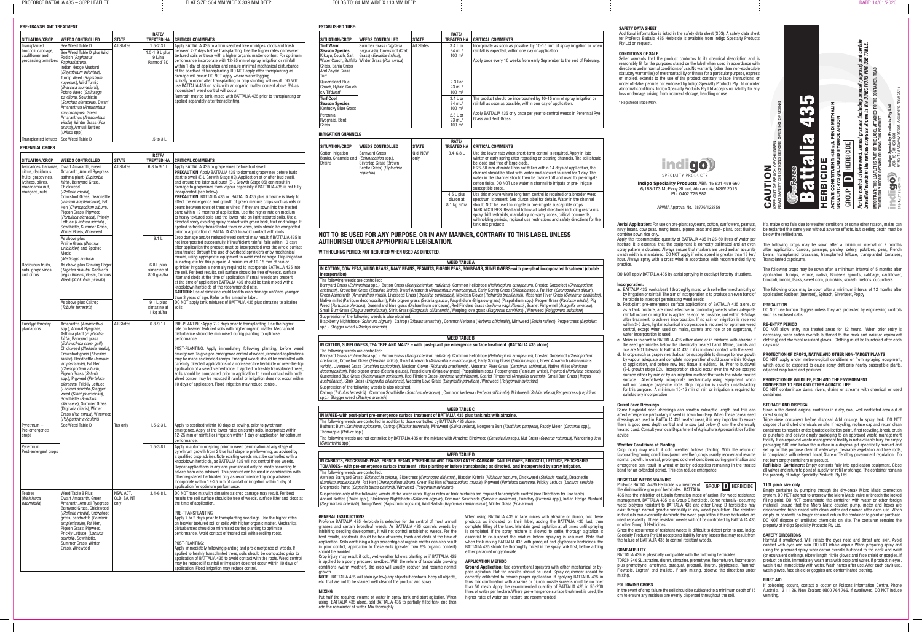## PRE-TRANSPLANT TREATMENT

| SITUATION/CROP | WEEDS CONTROLLED | STATE | RATE/ TREATED HA | CRITICAL COMMENTS |
|---|---|---|---|---|
| Transplanted broccoli, cabbage, cauliflower and processing tomatoes | See Weed Table D | All States | 1.5-2.3 L | Apply BATTALIA 435 to a firm seedbed free of ridges, clods and trash between 2-7 days before transplanting. Use the higher rates on heavier textured soils or those with a higher organic matter content. For optimum performance incorporate with 12-25 mm of spray irrigation or rainfall within 1 day of application and ensure minimal mechanical disturbance of the seedbed at transplanting. DO NOT apply where waterlogging is likely to occur after transplanting or crop stunting will result. DO NOT use BATTALIA 435 on soils with an organic matter content above 6% as inconsistent weed control will occur. Ramrod* may be tank-mixed with BATTALIA 435 prior to transplanting or applied separately after transplanting. |
| | See Weed Table D plus Wild Radish (*Raphanus Raphanistrum*), Indian Hedge Mustard (*Sisymbrium orientale*), Turnip Weed (*Rapistrum rugosum*), Wild Turnip (*Brassica tournefortii*), Potato Weed (*Galinsoga parviflora*), Sowthistle (*Sonchus oleraceus*), Dwarf Amaranthus (*Amaranthus macrocarpus*), Green Amaranthus (*Amaranthus viridis*), Winter Grass (*Poa annua*), Annual Nettles (*Urtica spp.*) | | 1.5-1.9 L plus 9 L/ha Ramrod SC | |
| Transplanted lettuce | See Weed Table D | | 1.5 to 3 L | |

## PERENNIAL CROPS

| SITUATION/CROP | WEEDS CONTROLLED | STATE | RATE/ TREATED HA | CRITICAL COMMENTS |
|---|---|---|---|---|
| Avocadoes, bananas, citrus, deciduous fruits, grapevines, lychees, olives, macadamia nut, mangoes, nuts | Dwarf Amaranth, Green Amaranth, Annual Ryegrass, asthma plant (*Euphorbia hirta*), Barnyard Grass, Chickweed (*Stellaria media*), Crowsfoot Grass, Deadnettle (*Lamium amplexicaule*), Fat Hen (*Chenopodium album*), Pigeon Grass, Pigweed (*Portulaca oleracea*), Prickly Lettuce (*Lactuca serriola*), Sowthistle, Summer Grass, Winter Grass, Wireweed. | All States | 6.8 to 9.1 L | Apply BATTALIA 435 to grape vines before bud swell. **PRECAUTION**: Apply BATTALIA 435 to dormant grapevines before buds start to swell (E-L Growth Stage 02). Application at or after bud swell, and around the later bud burst (E-L Growth Stage 05) can result in damage to grapevines from vapour especially if BATTALIA 435 is not fully incorporated (see below). **PRECAUTION:** BATTALIA 435 or BATTALIA 435 plus simazine is likely to affect the emergence and growth of green manure crops such as oats or beans between rows of trees or vines, if they are sown into the treated band within 12 months of application. Use the higher rate on medium to heavy textured soils and the lower rate on light textured soils. Use a directed spray avoiding spray contact with green bark, fruit and foliage. If applied to freshly transplanted trees or vines, soils should be compacted prior to application of BATTALIA 435 to avoid contact with roots. |
| | As above plus Prairie Grass (*Bromus unioloides*) and Spotted Medic (*Medicago arabica*) | | 9.1 L | Crop damage and/or reduced weed control may result if BATTALIA 435 is not incorporated successfully. If insufficient rainfall falls within 10 days after application the product must be incorporated over the whole surface area treated through the use of overhead sprinklers or by mechanical means, using appropriate equipment to avoid root damage. Drip irrigation is inadequate for this purpose. A minimum of 10-15 mm of rain or sprinkler irrigation is normally required to incorporate BATTALIA 435 into the soil. For best results, soil surface should be free of weeds, surface litter and clods at the time of application. If small weeds are present at the time of application BATTALIA 435 should be tank mixed with a knockdown herbicide at the recommended rate. **CAUTION**: Use of simazine could lead to crop damage on Vines younger than 3 years of age. Refer to the simazine label. DO NOT apply tank mixtures of BATTALIA 435 plus simazine to alkaline soils. |
| Deciduous fruits, nuts, grape vines and citrus | As above plus Stinking Roger (*Tagetes minuta*), Cobbler's pegs (*Bidens pilosa*), Curious Weed (*Schkuhria pinnata*) | | 6.8 L plus simazine at 800 g ai/ha | |
| | As above plus Caltrop (*Tribulis terrestris*) | | 9.1 L plus simazine at 1 kg ai/ha | |
| Eucalypt forestry plantations | Amaranths (*Amaranthus* spp.), Annual Ryegrass, asthma plant (*Euphorbia hirta*), Barnyard grass (*Echinochloa crus- galli*), Chickweed (*Stellaria media*), Crowsfoot grass (*Eleusine indica*), Deadnettle (*Lamium amplexicaule*), Fat Hen (*Chenopodium album*), Pigeon Grass (*Setaria* spp.), Pigweed (*Portulaca oleracea*), Prickly Lettuce (*Lactuca serriola*), Stagger weed (*Stachys arvensis*), Sowthistle (*Sonchus oleraceus*), Summer Grass (Digitaria ciliaris), Winter Grass (*Poa annua*), Wireweed (*Polygonum aviculare*) | All States | 6.8-9.1 L | PRE-PLANTING: Apply 7-2 days prior to transplanting. Use the higher rate on heavier textured soils with higher organic matter. Mechanical disturbance should be minimised during planting to optimise performance. POST-PLANTING: Apply immediately following planting, before weed emergence. To give pre-emergence control of weeds, repeated applications may be made as directed sprays. Emerged weeds should be controlled with carefully directed applications of a non-selective herbicide or over-the-top application of a selective herbicide. If applied to freshly transplanted trees, soils should be compacted prior to application to avoid contact with roots. Weed control may be reduced if rainfall or irrigation does not occur within 10 days of application. Flood irrigation may reduce control. |
| Pyrethrum – Pre-emergence crops | See Weed Table D | Tas only | 1.5-2.3 L | Apply to seedbed within 10 days of sowing, prior to pyrethrum emergence. Apply at the lower rates on sandy soils. Incorporate within 12-25 mm of rainfall or irrigation within 1 day of application for optimum performance. |
| Pyrethrum Post-emergent crops | | | 1.5-3.8 L | Apply in autumn or spring prior to weed germination at any stage of pyrethrum growth from 2 true leaf stage to preflowering, as advised by a qualified crop adviser. Note existing weeds must be controlled with a knockdown herbicide, as BATTALIA 435 will not control these weeds. Repeat applications in any one year should only be made according to advice from crop advisers. This product can be used in combination with other registered herbicides only as recommended by crop advisers. Incorporate within 12-25 mm of rainfall or irrigation within 1 day of application for optimum performance. |
| Teatree (*Melaleuca alternifolia*) | Weed Table B Plus Dwarf Amaranth, Green Amaranth, Annual Ryegrass, Barnyard Grass, Chickweed (*Stellaria media*), Crowsfoot grass, deadnettle (*Lamium amplexicaule*), Fat Hen, Pigeon Grass, Pigweed, Prickly Lettuce, (*Lactuca serriola*), Sowthistle, Summer Grass, Winter Grass, Wireweed | NSW, ACT, QLD, SA, NT only | 3.4-6.8 L | DO NOT tank mix with simazine as crop damage may result. For best results the soil surface should be free of weeds, surface litter and clods at the time of application. PRE-TRANSPLANTING: Apply 7 to 2 days prior to transplanting seedlings. Use the higher rates on heavier textured soils or soils with higher organic matter. Mechanical disturbances should be minimised during planting to optimise performance. Avoid contact of treated soil with seedling roots. POST-PLANTING: Apply immediately following planting and pre-emergence of weeds. If applied to freshly transplanted trees, soils should be compacted prior to application of BATTALIA 435 to avoid contact with the roots. Weed control may be reduced if rainfall or irrigation does not occur within 10 days of application. Flood irrigation may reduce control. |

## ESTABLISHED TURF:

| SITUATION/CROP | WEEDS CONTROLLED | STATE | RATE/ TREATED HA | CRITICAL COMMENTS |
|---|---|---|---|---|
| **Turf Warm Season Species** Kikuyu, Couch, Salt Water Couch, Buffalo Grass, Bahia Grass And Zoysia Grass Turf | Summer Grass (*Digitaria sanguinalis*, Crowsfoot (Crab Grass) (*Eleusine indica*), Winter Grass (*Poa annua*) | All States | 3.4 L or 34 mL/ 100 m² | Incorporate as soon as possible, by 10-15 mm of spray irrigation or when rainfall is expected, within one day of application. Apply once every 10 weeks from early September to the end of February. |
| Queensland Blue Couch, Hybrid Couch c.v Tifdwarf | | | 2.3 L or 23 mL/ 100 m² | |
| **Turf Cool Season Species** Kentucky Blue Grass | | | 3.4 L or 34 mL/ 100 m² | The product should be incorporated by 10-15 mm of spray irrigation or rainfall as soon as possible, within one day of application. Apply BATTALIA 435 only once per year to control weeds in Perennial Rye Grass and Bent Grass. |
| Perennial Ryegrass, Bent Grass | | | 2.3 L or 23 mL/ 100 m² | |

## IRRIGATION CHANNELS

| SITUATION/CROP | WEEDS CONTROLLED | STATE | RATE/ TREATED HA | CRITICAL COMMENTS |
|---|---|---|---|---|
| Cotton Irrigation Banks, Channels and Drains | Barnyard Grass (*Echinochloa* spp.), Silvertop Grass (Brown Beetle Grass) (*Diplachne reptatrix*) | Qld, NSW only | 3.4-6.8 L | Use the lower rate when short-term control is required. Apply in late winter or early spring after regrading or clearing channels. The soil should be loose and free of large clods. If 25-50 mm of rainfall has not fallen within 14 days of application, the channel should be filled with water and allowed to stand for 1 day. The water in the channel should then be drained off and used to pre-irrigate cotton fields. DO NOT use water in channel to irrigate or pre- irrigate susceptible crops. |
| | | | 4.5 L plus diuron at 8.1 kg ai/ha | Use this mixture where long term control is required or a broader weed spectrum is present. See diuron label for details. Water in the channel should NOT be used to irrigate or pre-irrigate susceptible crops. TANK MIXTURES: Read and follow all label directions including restraints, spray drift restraints, mandatory no-spray zones, critical comments, withholding periods, regional use restrictions and safety directions for the tank mix products. |

**NOT TO BE USED FOR ANY PURPOSE, OR IN ANY MANNER, CONTRARY TO THIS LABEL UNLESS AUTHORISED UNDER APPROPRIATE LEGISLATION.**

**WITHHOLDING PERIOD: NOT REQUIRED WHEN USED AS DIRECTED.**

| WEED TABLE A |
|---|
| **IN COTTON, COW PEAS, MUNG BEANS, NAVY BEANS, PEANUTS, PIGEON PEAS, SOYBEANS, SUNFLOWERS–with pre-plant incorporated treatment (double incorporation)** |
| The following weeds are controlled: Barnyard Grass (*Echinochloa* spp.), Button Grass (*Dactyloctenium radulans*), Common Heliotrope (*Heliotropium europaeum*), Crested Goosefoot (*Chenopodium cristatum*), Crowsfoot Grass (*Eleusine indica*), Early Spring Grass (*Eriochloa* spp.), Fat Hen (*Chenopodium album*), Green Amaranth (*Amaranthus viridis*), Liverseed Grass (*Urochloa panicoides*), Mexican Clover (*Richardia brasiliensis*), Mossman River Grass (*Cenchrus echinatus*), Native Millet (*Panicum decompositum*), Pale pigeon grass (*Setaria glauca*), Paspalidium (Brigalow grass) (*Paspalidium* spp.), Pepper Grass (*Panicum whitei*), Pig Weed (*Portulaca oleracea*), Queensland blue grass (*Dichanthium sericeum*), Red Flinders Grass (*Iseilema vaginiflorum*), Scarlet Pimpernel (*Anagallis arvensis*), Small Burr Grass (*Tragus australianus*), Stink Grass (*Eragrostis cilianensis*), Weeping love grass (*Eragrostis parviflora*), Wireweed (*Polygonum aviculare*) |
| Suppression of the following weeds is also obtained. Blackberry Nightshade (*Solanum nigrum*) , Caltrop (*Tribulus terrestris*) , Common Verbena (*Verbena officinalis*), Mintweed (*Salvia reflexa*), Peppercress (*Lepidium* spp.), Stagger weed (*Stachys arvensis*) |

| WEED TABLE B |
|---|
| **IN COTTON, SUNFLOWERS, TEA TREE AND MAIZE – with post-plant pre emergence surface treatment (BATTALIA 435 alone)** |
| The following weeds are controlled: Barnyard Grass (*Echinochloa* spp.), Button Grass (*Dactyloctenium radulans*), Common Heliotrope (*Heliotropium europaeum*), Crested Goosefoot (*Chenopodium cristatum*), Crowsfoot Grass (*Eleusine indica*), Dwarf Amaranth (*Amaranthus macrocarpus*), Early Spring Grass (*Eriochloa* spp.), Green Amaranth (*Amaranthus viridis*), Liverseed Grass (*Urochloa panicoides*), Mexican Clover (*Richardia brasiliensis*), Mossman River Grass (*Cenchrus echinatus*), Native Millet (*Panicum decompositum*), Pale pigeon grass (Setaria glauca), Paspalidium (Brigalow grass) (Paspalidium spp.), Pepper grass (Panicum white), Pigweed (*Portulaca oleracea*), Queensland Blue grass (*Dichanthium sericeum*), Red Flinders Grass (*Iseilema vaginiflorum*), Scarlet Pimpernel (*Anagallis arvensis*), Small Burr Grass (*Tragus australianus*), Stink Grass (*Eragrostis cilianensis*), Weeping Love grass (*Eragrostis parviflora*), Wireweed (*Polygonum aviculare*) |
| Suppression of the following weeds is also obtained. Caltrop (*Tribulus terrestris*) , Common Sowthistle (*Sonchus oleraceus*) , Common Verbena (*Verbena officinalis*), Mintweed (*Salvia reflexa*),Peppercress (*Lepidium* spp.), Stagger weed (*Stachys arvensis*) |

| WEED TABLE C |
|---|
| **IN MAIZE–with post-plant pre-emergence surface treatment of BATTALIA 435 plus tank mix with atrazine.** |
| The following weeds are controlled in addition to those controlled by BATTALIA 435 alone: Bathurst Burr (*Xanthium spinosum*), Caltrop (*Tribulus terrestris*), Mintweed (*Salvia reflexa*), Noogoora Burr (*Xanthium pungens*), Paddy Melon (*Cucumis* spp.), Thornapple (*Datura* spp.) |
| The following weeds are not controlled by BATTALIA 435 or the mixture with Atrazine: Bindweed (*Convolvulus* spp.), Nut Grass (*Cyperus rotundus*), Wandering Jew (*Commelina* spp.) |

| WEED TABLE D |
|---|
| **IN CARROTS, PROCESSING PEAS, FRENCH BEANS, PYRETHRUM AND TRANSPLANTED CABBAGE, CAULIFLOWER, BROCCOLI, LETTUCE, PROCESSING TOMATOES– with pre-emergence surface treatment after planting or before transplanting as directed, and incorporated by spray irrigation.** |
| The following weeds are controlled: Awnless Barnyard Grass (*Echinochla colona*), Bittercress (*Caronopus didymus*), Bladder Ketmia (*Hibiscus trionum*), Chickweed (*Stellaria media*), Deadnettle (*Lamium amplexicaule*), Fat Hen (*Chenopodium album*), Green Fat Hen (*Chenopodium murale*), Pigweed (*Portulaca oleracea*), Prickly Lettuce (*Lactuca serriola*), Shepherd's Purse (*Capsella bursa-pastoris*), Wireweed (*Polygonum aviculare*) |
| Suppression only of the following weeds at the lower rates. Higher rates or tank mixtures are required for complete control (see Directions for Use table). Annual Nettles (*Urtica* spp.), Blackberry Nightshade (*Solanum nigrum*), Common Sowthistle (*Sonchus oleraceus*), Fumitory (*Fumaria* spp.), Indian Hedge Mustard (*Sisymbrium orientale*), Turnip Weed (Rapistrum rugosum), Wild Radish (*Raphanus raphanistrum*), Winter Grass (*Poa annua*) |

### GENERAL INSTRUCTIONS

ProForce BATTALIA 435 Herbicide is selective for the control of most annual grasses and certain broadleaf weeds. As BATTALIA 435 controls weeds by inhibiting seedling development, it will not control established weeds. For the best results, seedbeds should be free of weeds, trash and clods at the time of application. Soils containing a high percentage of organic matter can also result in poor control, application to these soils (greater than 6% organic content) should be avoided.

Crop injury may result if cold, wet weather follows planting or if BATTALIA 435 is applied to a poorly prepared seedbed. With the return of favourable growing conditions (warm weather), the crop will usually recover and resume normal growth.

**NOTE**: BATTALIA 435 will stain (yellow) any objects it contacts. Keep all objects, etc. that are not to be stained well clear of the product and spray.

### MIXING

Put half the required volume of water in spray tank and start agitation. When using BATTALIA 435 alone, add BATTALIA 435 to partially filled tank and then add the remainder of water. Mix thoroughly.

When using BATTALIA 435 in tank mixes with atrazine or diuron, mix these products as indicated on their label, adding the BATTALIA 435 last, then complete filling of the tank. Maintain good agitation at all times until spraying is completed. If the spray mixture is allowed to settle, thorough agitation is essential to re-suspend the mixture before spraying is resumed. Note that when tank mixing BATTALIA 435 with paraquat and glyphosate herbicides, the BATTALIA 435 should be thoroughly mixed in the spray tank first, before adding either paraquat or glyphosate.

### APPLICATION METHOD

**Ground Application**: Use conventional sprayers with either mechanical or by-pass agitation. Flat fan nozzles should be used. Spray equipment should be correctly calibrated to ensure proper application. If applying BATTALIA 435 in tank mix combination with atrazine or diuron, nozzle screens must be no finer than 50 mesh. Apply the recommended quantity of BATTALIA 435 in 50-200 litres of water per hectare. Where pre-emergence surface treatment is used, the higher rates of water per hectare are recommended.

**Aerial Application:** For use on pre-plant soybeans, cotton, sunflowers, peanuts, navy beans, cow peas, mung beans, pigeon peas and post- plant, post flushed combine sown rice only.

Apply the recommended quantity of BATTALIA 435 in 25-60 litres of water per hectare. It is essential that the equipment is correctly calibrated and an even spray pattern is obtained. Always ensure that markers are used and an accurate swath width is maintained. DO NOT apply if wind speed is greater than 16 km/ hour. Always spray with a cross wind in accordance with recommended flying practice.

DO NOT apply BATTALIA 435 by aerial spraying in eucalypt forestry situations.

### Incorporation:

a. BATTALIA 435 works best if thoroughly mixed with soil either mechanically or by irrigation or rainfall. The aim of incorporation is to produce an even band of herbicide to intercept germinating weed seeds.

b. Post-plant pre-emergence surface applications of BATTALIA 435 alone, or as a tank mixture, are most effective in controlling weeds when adequate rainfall occurs or irrigation is applied as soon as possible, and within 3-5 days after treatment to achieve incorporation. If no rain or irrigation is received within 3-5 days, light mechanical incorporation is required for optimum weed control, except when used on maize, carrots and rice or on sugarcane, if water incorporation is used.

c. Maize is tolerant to BATTALIA 435 either alone or in mixtures with atrazine if the seed germinates below the chemically treated band. Maize, carrots and rice are NOT tolerant to BATTALIA 435 if it is in direct contact with the seed.

d. In crops such as grapevines that can be susceptible to damage to new growth by vapour, adequate and complete incorporation should occur within 10 days of application, and before new bud tissue is evident. Ie. Prior to budswell (E-L growth stage 02). Incorporation should occur over the whole sprayed surface either by rain or by an irrigation method that wets the whole treated surface. Alternatively, incorporate mechanically using equipment which will not damage grapevine roots. Drip irrigation is usually unsatisfactory for this purpose. A minimum 10-15 mm of rain or irrigation is required for satisfactory incorporation.

### Cereal Seed Dressings

Some fungicidal seed dressings can shorten coleoptile length and this can affect emergence particularly if seed is sown too deep. When these cereal seed dressings are used in BATTALIA 435 treated areas, it is very important to ensure there is good seed depth control and to sow just below (1 cm) the chemically treated band. Consult your local Department of Agriculture Agronomist for further advice.

### Weather Conditions at Planting

Crop injury may result if cold weather follows planting. With the return of favourable growing conditions (warm weather), crops usually recover and resume normal growth. In cereal, prolonged cold wet conditions during germination and emergence can result in wheat or barley coleoptiles remaining in the treated band for an extended period. This can reduce emergence.

### RESISTANT WEEDS WARNING

ProForce BATTALIA 435 Herbicide is a member of the dinitroaniline group of herbicides. BATTALIA 435 has the inhibition of tubulin formation mode of action. For weed resistance management, BATTALIA 435 is a Group D herbicide. Some naturally- occurring weed biotypes resistant to BATTALIA 435 and other Group D herbicides may exist through normal genetic variability in any weed population. The resistant individuals can eventually dominate the weed population if these herbicides are used repeatedly. These resistant weeds will not be controlled by BATTALIA 435 or other Group D herbicides.

GROUP **D** HERBICIDE

Since the occurrence of resistant weeds is difficult to detect prior to use, Indigo Speciality Products Pty Ltd accepts no liability for any losses that may result from the failure of BATTALIA 435 to control resistant weeds.

### COMPATIBILITY

BATTALIA 435 is physically compatible with the following herbicides:
TORCH 240 SL, atrazine, diuron, simazine, prometryne, fluometuron, fluometuron plus prometryne, ametryne, paraquat, propanil, linuron, glyphosate, Ramrod* Flowable, Logran* and triallate. If tank mixing, observe the directions under mixing.

### FOLLOWING CROPS

In the event of crop failure the soil should be cultivated to a minimum depth of 15 cm to ensure any residues are evenly dispersed throughout the soil.

If a maize crop fails due to weather conditions or some other reason, maize can be replanted the same year without adverse effects, but seeding depth must be below the refilled area.

The following crops may be sown after a minimum interval of 2 months after application: Carrots, parsnips, parsley, celery, potatoes, peas, French beans, transplanted brassicas, transplanted lettuce, transplanted tomatoes, Transplanted capsicums.

The following crops may be sown after a minimum interval of 5 months after application: Turnips, lettuce, radish, Brussels sprouts, cabbage, cauliflower, broccoli, onions, leaks, sweet corn, pumpkins, squash, melons, cucumbers.

The following crops may be sown after a minimum interval of 12 months after application: Redbeet (beetroot), Spinach, Silverbeet, Poppy

### PRECAUTION

DO NOT use human flaggers unless they are protected by engineering controls such as enclosed cabs.

### RE-ENTRY PERIOD

DO NOT allow entry into treated areas for 12 hours. When prior entry is necessary, wear cotton overalls buttoned to the neck and wrist(or equivalent clothing) and chemical resistant gloves. Clothing must be laundered after each day's use.

### PROTECTION OF CROPS, NATIVE AND OTHER NON-TARGET PLANTS

DO NOT apply under meteorological conditions or from spraying equipment, which could be expected to cause spray drift onto nearby susceptible plants, adjacent crop lands and pastures.

### PROTECTION OF WILDLIFE, FISH AND THE ENVIRONMENT DANGEROUS TO FISH AND OTHER AQUATIC LIFE.

DO NOT contaminate dams, rivers, drains or streams with chemical or used containers.

### STORAGE AND DISPOSAL

Store in the closed, original container in a dry, cool, well ventilated area out of direct sunlight.

Triple rinse containers before disposal. Add rinsings to spray tank. DO NOT dispose of undiluted chemicals on site. If recycling, replace cap and return clean containers to recycler or designated collection point. If not recycling, break, crush or puncture and deliver empty packaging to an approved waste management facility. If an approved waste management facility is not available bury the empty packaging 500 mm below the surface in a disposal pit specifically marked and set up for this purpose clear of waterways, desirable vegetation and tree roots, in compliance with relevant Local, State or Territory government regulation. Do not burn empty containers or product.

**Refillable Containers:** Empty contents fully into application equipment. Close all valves and return to point of supply for refill or storage. The container remains the property of Indigo Specialty Products Pty Ltd.

### 110L pack size only

Empty container by pumping through the dry-break Micro Matic connection system. DO NOT attempt to unscrew the Micro Matic valve or breach the locked filling point. DO NOT contaminate the container with water or other foreign material. Ensure that the Micro Matic coupler, pump, meter and hoses are disconnected triple rinsed with clean water and drained after each use. When empty, or contents no longer required, return the container to point of purchase. DO NOT dispose of undiluted chemicals on site. The container remains the property of Indigo Specialty Products Pty Ltd.

### SAFETY DIRECTIONS

Harmful if swallowed. Will irritate the eyes nose and throat and skin. Avoid contact with eyes and skin. DO NOT inhale vapour. When preparing spray and using the prepared spray wear cotton overalls buttoned to the neck and wrist (or equivalent clothing), elbow length nitrile gloves and face shield or goggles. If product on skin, immediately wash area with soap and water. If product in eyes, wash it out immediately with water. Wash hands after use. After each day's use, wash gloves, face shield or goggles and contaminated clothing.

### FIRST AID

If poisoning occurs, contact a doctor or Poisons Information Centre. Phone Australia 13 11 26, New Zealand 0800 764 766. If swallowed, DO NOT induce vomiting.

### SAFETY DATA SHEET

Additional information is listed in the safety data sheet (SDS). A safety data sheet for ProForce Battalia 435 Herbicide is available from Indigo Specialty Products Pty Ltd on request.

### CONDITIONS OF SALE

Seller warrants that the product conforms to its chemical description and is reasonably fit for the purposes stated on the label when used in accordance with directions under normal conditions of use. No warranty (other than non-excludable statutory warranties) of merchantability or fitness for a particular purpose, express or implied, extends to the use of the product contrary to label instructions, or under off-label permits not endorsed by Indigo Specialty Products Pty Ltd or under abnormal conditions. Indigo Specialty Products Pty Ltd accepts no liability for any loss or damage arising from incorrect storage, handling or use.

* Registered Trade Mark

**Indigo Speciality Products** ABN 15 631 459 660
6/163-173 McEvoy Street, Alexandria NSW 2015
Ph: 0402 725 887

APVMA Approval No.: 68776/122759

**CAUTION**
KEEP OUT OF REACH OF CHILDREN
READ SAFETY DIRECTIONS BEFORE OPENING OR USING

# ProForce Battalia 435

## HERBICIDE

**ACTIVE CONSTITUENT: 435 g/L PENDIMETHALIN**
**SOLVENT: 473 g/L LIQUID HYDROCARBON**

GROUP **D** HERBICIDE

*For the control of wireweed, annual grasses (including annual ryegrass) and certain broadleaf weeds in the various crops as shown in the DIRECTIONS FOR USE TABLE.*

IMPORTANT: THIS LEAFLET IS PART OF THE LABEL. IF ATTACHED TO THE CONTAINER, READ THOROUGHLY BEFORE OPENING OR USING THIS PRODUCT.

Indigo Specialty Products Pty Ltd
ABN 15 631 459 660
6/163-173 McEvoy Street, Alexandria NSW 2015